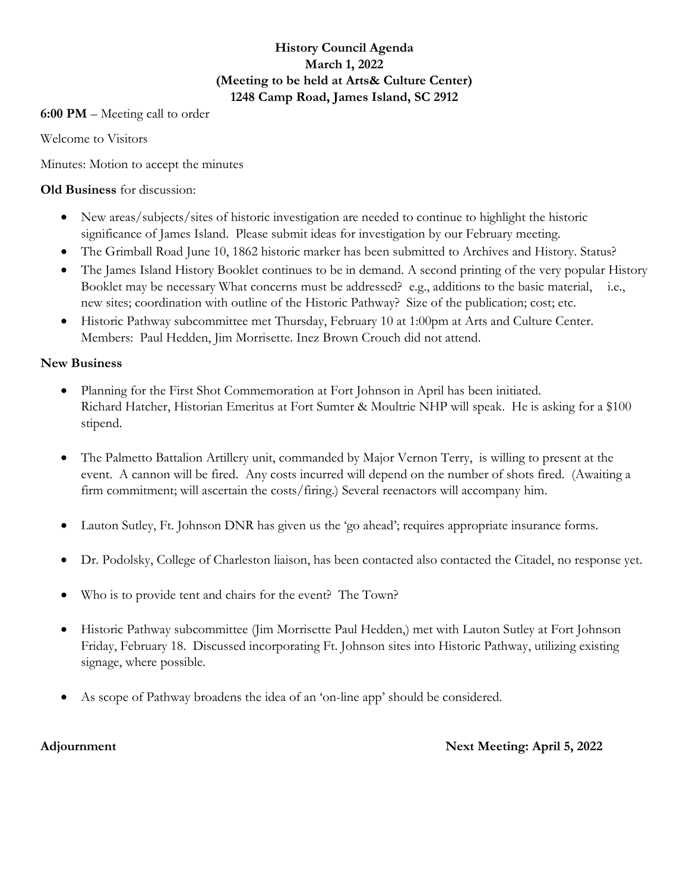**History Council Agenda**
**March 1, 2022**
**(Meeting to be held at Arts& Culture Center)**
**1248 Camp Road, James Island, SC 2912**

**6:00 PM** – Meeting call to order

Welcome to Visitors

Minutes: Motion to accept the minutes

**Old Business** for discussion:

- New areas/subjects/sites of historic investigation are needed to continue to highlight the historic significance of James Island. Please submit ideas for investigation by our February meeting.
- The Grimball Road June 10, 1862 historic marker has been submitted to Archives and History. Status?
- The James Island History Booklet continues to be in demand. A second printing of the very popular History Booklet may be necessary What concerns must be addressed? e.g., additions to the basic material, i.e., new sites; coordination with outline of the Historic Pathway? Size of the publication; cost; etc.
- Historic Pathway subcommittee met Thursday, February 10 at 1:00pm at Arts and Culture Center. Members: Paul Hedden, Jim Morrisette. Inez Brown Crouch did not attend.

**New Business**

- Planning for the First Shot Commemoration at Fort Johnson in April has been initiated. Richard Hatcher, Historian Emeritus at Fort Sumter & Moultrie NHP will speak. He is asking for a $100 stipend.

- The Palmetto Battalion Artillery unit, commanded by Major Vernon Terry, is willing to present at the event. A cannon will be fired. Any costs incurred will depend on the number of shots fired. (Awaiting a firm commitment; will ascertain the costs/firing.) Several reenactors will accompany him.

- Lauton Sutley, Ft. Johnson DNR has given us the 'go ahead'; requires appropriate insurance forms.

- Dr. Podolsky, College of Charleston liaison, has been contacted also contacted the Citadel, no response yet.

- Who is to provide tent and chairs for the event? The Town?

- Historic Pathway subcommittee (Jim Morrisette Paul Hedden,) met with Lauton Sutley at Fort Johnson Friday, February 18. Discussed incorporating Ft. Johnson sites into Historic Pathway, utilizing existing signage, where possible.

- As scope of Pathway broadens the idea of an 'on-line app' should be considered.

**Adjournment** **Next Meeting: April 5, 2022**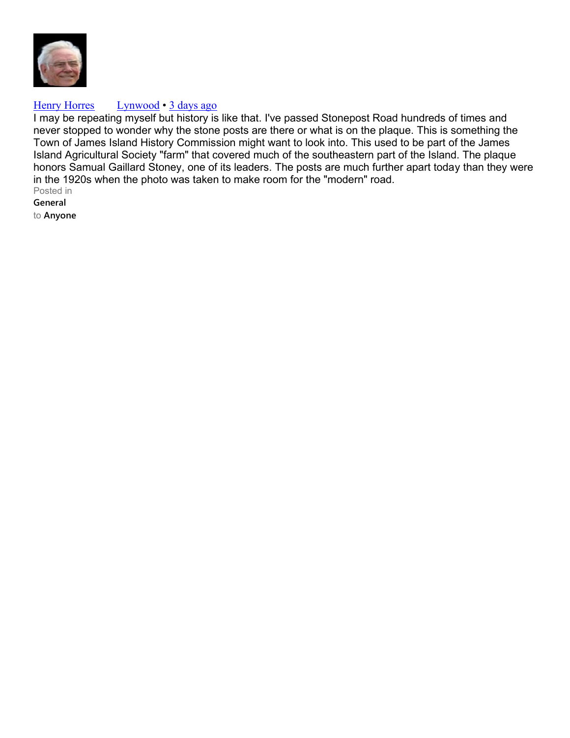Henry Horres Lynwood • 3 days ago

I may be repeating myself but history is like that. I've passed Stonepost Road hundreds of times and never stopped to wonder why the stone posts are there or what is on the plaque. This is something the Town of James Island History Commission might want to look into. This used to be part of the James Island Agricultural Society "farm" that covered much of the southeastern part of the Island. The plaque honors Samual Gaillard Stoney, one of its leaders. The posts are much further apart today than they were in the 1920s when the photo was taken to make room for the "modern" road.

Posted in

**General**

to **Anyone**